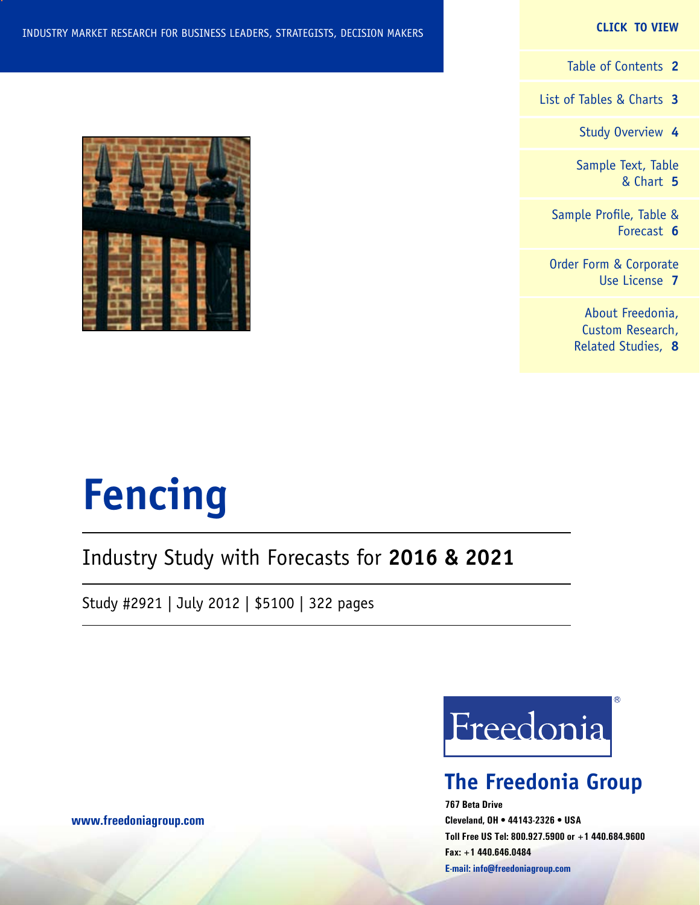INDUSTRY MARKET RESEARCH FOR BUSINESS LEADERS, STRATEGISTS, DECISION MAKERS

**CLICK TO VIEW**

- Table of Contents **2**
- List of Tables & Charts **3**
- Study Overview **4**
- Sample Text, Table & Chart **5**
- Sample Profile, Table & Forecast **6**
- Order Form & Corporate Use License **7**
- About Freedonia, Custom Research, Related Studies, **8**

# Fencing

## Industry Study with Forecasts for **2016 & 2021**

Study #2921 | July 2012 | $5100 | 322 pages

Freedonia®

**The Freedonia Group**

**767 Beta Drive**
**Cleveland, OH • 44143-2326 • USA**
**Toll Free US Tel: 800.927.5900 or +1 440.684.9600**
**Fax: +1 440.646.0484**
**E-mail: info@freedoniagroup.com**

**www.freedoniagroup.com**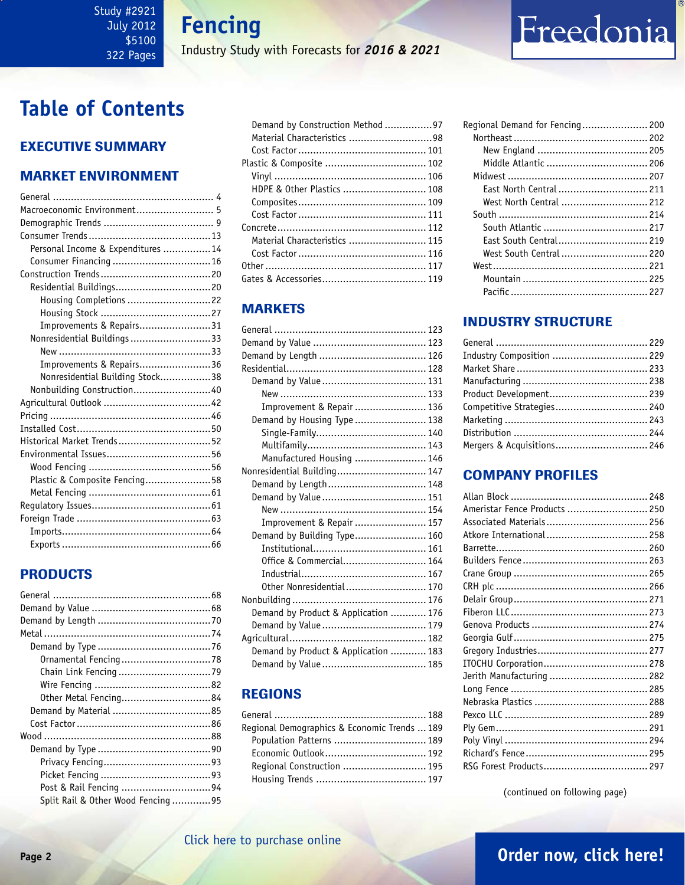# Table of Contents

## EXECUTIVE SUMMARY

## MARKET ENVIRONMENT

- General ... 4
- Macroeconomic Environment ... 5
- Demographic Trends ... 9
- Consumer Trends ... 13
  - Personal Income & Expenditures ... 14
  - Consumer Financing ... 16
- Construction Trends ... 20
  - Residential Buildings ... 20
    - Housing Completions ... 22
    - Housing Stock ... 27
    - Improvements & Repairs ... 31
  - Nonresidential Buildings ... 33
    - New ... 33
    - Improvements & Repairs ... 36
    - Nonresidential Building Stock ... 38
  - Nonbuilding Construction ... 40
- Agricultural Outlook ... 42
- Pricing ... 46
- Installed Cost ... 50
- Historical Market Trends ... 52
- Environmental Issues ... 56
  - Wood Fencing ... 56
  - Plastic & Composite Fencing ... 58
  - Metal Fencing ... 61
- Regulatory Issues ... 61
- Foreign Trade ... 63
  - Imports ... 64
  - Exports ... 66

## PRODUCTS

- General ... 68
- Demand by Value ... 68
- Demand by Length ... 70
- Metal ... 74
  - Demand by Type ... 76
    - Ornamental Fencing ... 78
    - Chain Link Fencing ... 79
    - Wire Fencing ... 82
    - Other Metal Fencing ... 84
  - Demand by Material ... 85
  - Cost Factor ... 86
- Wood ... 88
  - Demand by Type ... 90
    - Privacy Fencing ... 93
    - Picket Fencing ... 93
    - Post & Rail Fencing ... 94
    - Split Rail & Other Wood Fencing ... 95
  - Demand by Construction Method ... 97
  - Material Characteristics ... 98
  - Cost Factor ... 101
- Plastic & Composite ... 102
  - Vinyl ... 106
  - HDPE & Other Plastics ... 108
  - Composites ... 109
  - Cost Factor ... 111
- Concrete ... 112
  - Material Characteristics ... 115
  - Cost Factor ... 116
- Other ... 117
- Gates & Accessories ... 119

## MARKETS

- General ... 123
- Demand by Value ... 123
- Demand by Length ... 126
- Residential ... 128
  - Demand by Value ... 131
    - New ... 133
    - Improvement & Repair ... 136
  - Demand by Housing Type ... 138
    - Single-Family ... 140
    - Multifamily ... 143
    - Manufactured Housing ... 146
- Nonresidential Building ... 147
  - Demand by Length ... 148
  - Demand by Value ... 151
    - New ... 154
    - Improvement & Repair ... 157
  - Demand by Building Type ... 160
    - Institutional ... 161
    - Office & Commercial ... 164
    - Industrial ... 167
    - Other Nonresidential ... 170
- Nonbuilding ... 176
  - Demand by Product & Application ... 176
  - Demand by Value ... 179
- Agricultural ... 182
  - Demand by Product & Application ... 183
  - Demand by Value ... 185

## REGIONS

- General ... 188
- Regional Demographics & Economic Trends ... 189
  - Population Patterns ... 189
  - Economic Outlook ... 192
  - Regional Construction ... 195
  - Housing Trends ... 197
- Regional Demand for Fencing ... 200
  - Northeast ... 202
    - New England ... 205
    - Middle Atlantic ... 206
  - Midwest ... 207
    - East North Central ... 211
    - West North Central ... 212
  - South ... 214
    - South Atlantic ... 217
    - East South Central ... 219
    - West South Central ... 220
  - West ... 221
    - Mountain ... 225
    - Pacific ... 227

## INDUSTRY STRUCTURE

- General ... 229
- Industry Composition ... 229
- Market Share ... 233
- Manufacturing ... 238
- Product Development ... 239
- Competitive Strategies ... 240
- Marketing ... 243
- Distribution ... 244
- Mergers & Acquisitions ... 246

## COMPANY PROFILES

- Allan Block ... 248
- Ameristar Fence Products ... 250
- Associated Materials ... 256
- Atkore International ... 258
- Barrette ... 260
- Builders Fence ... 263
- Crane Group ... 265
- CRH plc ... 266
- Delair Group ... 271
- Fiberon LLC ... 273
- Genova Products ... 274
- Georgia Gulf ... 275
- Gregory Industries ... 277
- ITOCHU Corporation ... 278
- Jerith Manufacturing ... 282
- Long Fence ... 285
- Nebraska Plastics ... 288
- Pexco LLC ... 289
- Ply Gem ... 291
- Poly Vinyl ... 294
- Richard's Fence ... 295
- RSG Forest Products ... 297

(continued on following page)

Click here to purchase online

Order now, click here!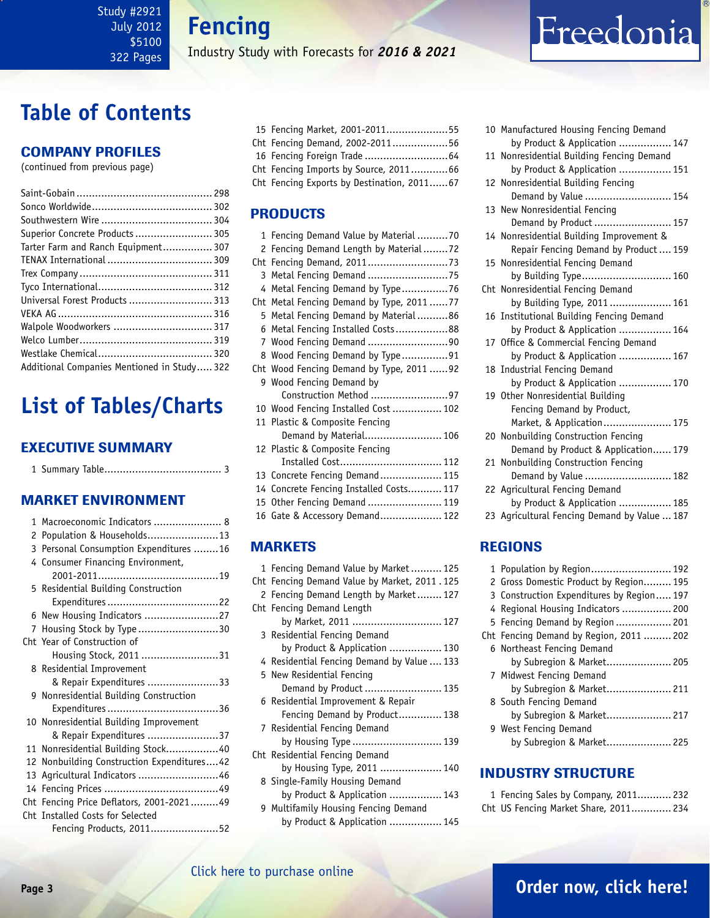# Table of Contents

## COMPANY PROFILES

(continued from previous page)

Saint-Gobain ........................................... 298
Sonco Worldwide ...................................... 302
Southwestern Wire .................................... 304
Superior Concrete Products ......................... 305
Tarter Farm and Ranch Equipment................ 307
TENAX International .................................. 309
Trex Company .......................................... 311
Tyco International..................................... 312
Universal Forest Products ........................... 313
VEKA AG .................................................. 316
Walpole Woodworkers ................................ 317
Welco Lumber........................................... 319
Westlake Chemical..................................... 320
Additional Companies Mentioned in Study..... 322

# List of Tables/Charts

## EXECUTIVE SUMMARY

1 Summary Table...................................... 3

## MARKET ENVIRONMENT

1 Macroeconomic Indicators ...................... 8
2 Population & Households....................... 13
3 Personal Consumption Expenditures ........ 16
4 Consumer Financing Environment, 2001-2011....................................... 19
5 Residential Building Construction Expenditures .................................... 22
6 New Housing Indicators ........................ 27
7 Housing Stock by Type .......................... 30
Cht Year of Construction of Housing Stock, 2011 ......................... 31
8 Residential Improvement & Repair Expenditures ....................... 33
9 Nonresidential Building Construction Expenditures .................................... 36
10 Nonresidential Building Improvement & Repair Expenditures ....................... 37
11 Nonresidential Building Stock................. 40
12 Nonbuilding Construction Expenditures.... 42
13 Agricultural Indicators .......................... 46
14 Fencing Prices ..................................... 49
Cht Fencing Price Deflators, 2001-2021......... 49
Cht Installed Costs for Selected Fencing Products, 2011...................... 52
15 Fencing Market, 2001-2011.................... 55
Cht Fencing Demand, 2002-2011.................. 56
16 Fencing Foreign Trade ........................... 64
Cht Fencing Imports by Source, 2011............ 66
Cht Fencing Exports by Destination, 2011...... 67

## PRODUCTS

1 Fencing Demand Value by Material .......... 70
2 Fencing Demand Length by Material ........ 72
Cht Fencing Demand, 2011.......................... 73
3 Metal Fencing Demand .......................... 75
4 Metal Fencing Demand by Type............... 76
Cht Metal Fencing Demand by Type, 2011 ...... 77
5 Metal Fencing Demand by Material .......... 86
6 Metal Fencing Installed Costs................. 88
7 Wood Fencing Demand .......................... 90
8 Wood Fencing Demand by Type............... 91
Cht Wood Fencing Demand by Type, 2011 ...... 92
9 Wood Fencing Demand by Construction Method ......................... 97
10 Wood Fencing Installed Cost ................ 102
11 Plastic & Composite Fencing Demand by Material......................... 106
12 Plastic & Composite Fencing Installed Cost................................ 112
13 Concrete Fencing Demand.................... 115
14 Concrete Fencing Installed Costs........... 117
15 Other Fencing Demand ........................ 119
16 Gate & Accessory Demand.................... 122

## MARKETS

1 Fencing Demand Value by Market .......... 125
Cht Fencing Demand Value by Market, 2011 . 125
2 Fencing Demand Length by Market ........ 127
Cht Fencing Demand Length by Market, 2011 ............................. 127
3 Residential Fencing Demand by Product & Application ................. 130
4 Residential Fencing Demand by Value .... 133
5 New Residential Fencing Demand by Product ......................... 135
6 Residential Improvement & Repair Fencing Demand by Product.............. 138
7 Residential Fencing Demand by Housing Type ............................. 139
Cht Residential Fencing Demand by Housing Type, 2011 .................... 140
8 Single-Family Housing Demand by Product & Application ................. 143
9 Multifamily Housing Fencing Demand by Product & Application ................. 145
10 Manufactured Housing Fencing Demand by Product & Application ................. 147
11 Nonresidential Building Fencing Demand by Product & Application ................. 151
12 Nonresidential Building Fencing Demand by Value ............................ 154
13 New Nonresidential Fencing Demand by Product ......................... 157
14 Nonresidential Building Improvement & Repair Fencing Demand by Product .... 159
15 Nonresidential Fencing Demand by Building Type............................. 160
Cht Nonresidential Fencing Demand by Building Type, 2011 .................... 161
16 Institutional Building Fencing Demand by Product & Application ................. 164
17 Office & Commercial Fencing Demand by Product & Application ................. 167
18 Industrial Fencing Demand by Product & Application ................. 170
19 Other Nonresidential Building Fencing Demand by Product, Market, & Application...................... 175
20 Nonbuilding Construction Fencing Demand by Product & Application...... 179
21 Nonbuilding Construction Fencing Demand by Value ............................ 182
22 Agricultural Fencing Demand by Product & Application ................. 185
23 Agricultural Fencing Demand by Value ... 187

## REGIONS

1 Population by Region.......................... 192
2 Gross Domestic Product by Region......... 195
3 Construction Expenditures by Region..... 197
4 Regional Housing Indicators ................ 200
5 Fencing Demand by Region .................. 201
Cht Fencing Demand by Region, 2011 ......... 202
6 Northeast Fencing Demand by Subregion & Market..................... 205
7 Midwest Fencing Demand by Subregion & Market..................... 211
8 South Fencing Demand by Subregion & Market..................... 217
9 West Fencing Demand by Subregion & Market..................... 225

## INDUSTRY STRUCTURE

1 Fencing Sales by Company, 2011........... 232
Cht US Fencing Market Share, 2011............. 234

Click here to purchase online

Order now, click here!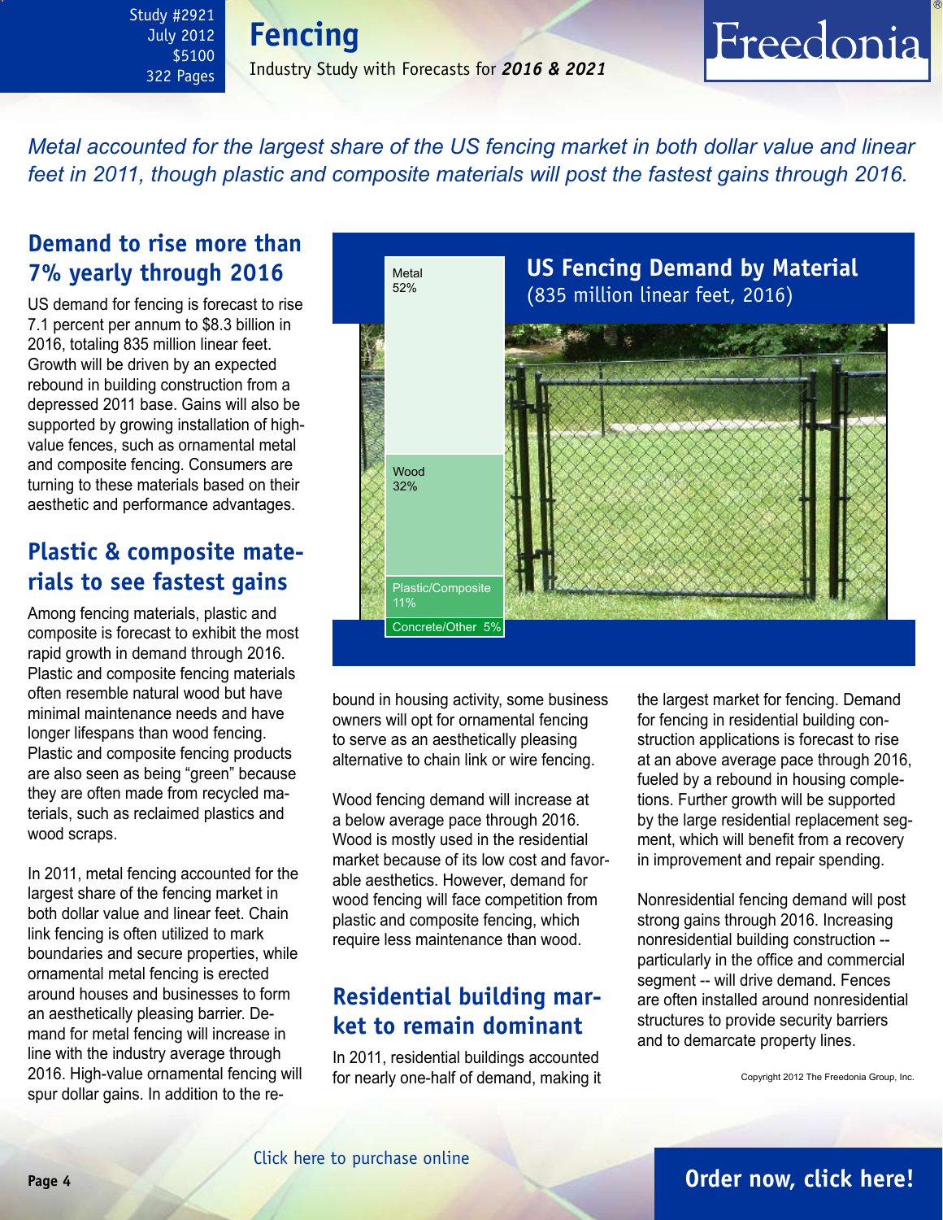*Metal accounted for the largest share of the US fencing market in both dollar value and linear feet in 2011, though plastic and composite materials will post the fastest gains through 2016.*

## Demand to rise more than 7% yearly through 2016

US demand for fencing is forecast to rise 7.1 percent per annum to $8.3 billion in 2016, totaling 835 million linear feet. Growth will be driven by an expected rebound in building construction from a depressed 2011 base. Gains will also be supported by growing installation of high-value fences, such as ornamental metal and composite fencing. Consumers are turning to these materials based on their aesthetic and performance advantages.

## Plastic & composite materials to see fastest gains

Among fencing materials, plastic and composite is forecast to exhibit the most rapid growth in demand through 2016. Plastic and composite fencing materials often resemble natural wood but have minimal maintenance needs and have longer lifespans than wood fencing. Plastic and composite fencing products are also seen as being "green" because they are often made from recycled materials, such as reclaimed plastics and wood scraps.

In 2011, metal fencing accounted for the largest share of the fencing market in both dollar value and linear feet. Chain link fencing is often utilized to mark boundaries and secure properties, while ornamental metal fencing is erected around houses and businesses to form an aesthetically pleasing barrier. Demand for metal fencing will increase in line with the industry average through 2016. High-value ornamental fencing will spur dollar gains. In addition to the rebound in housing activity, some business owners will opt for ornamental fencing to serve as an aesthetically pleasing alternative to chain link or wire fencing.

**US Fencing Demand by Material**
(835 million linear feet, 2016)

| Material | Share |
|---|---|
| Metal | 52% |
| Wood | 32% |
| Plastic/Composite | 11% |
| Concrete/Other | 5% |

Wood fencing demand will increase at a below average pace through 2016. Wood is mostly used in the residential market because of its low cost and favorable aesthetics. However, demand for wood fencing will face competition from plastic and composite fencing, which require less maintenance than wood.

## Residential building market to remain dominant

In 2011, residential buildings accounted for nearly one-half of demand, making it the largest market for fencing. Demand for fencing in residential building construction applications is forecast to rise at an above average pace through 2016, fueled by a rebound in housing completions. Further growth will be supported by the large residential replacement segment, which will benefit from a recovery in improvement and repair spending.

Nonresidential fencing demand will post strong gains through 2016. Increasing nonresidential building construction -- particularly in the office and commercial segment -- will drive demand. Fences are often installed around nonresidential structures to provide security barriers and to demarcate property lines.

Copyright 2012 The Freedonia Group, Inc.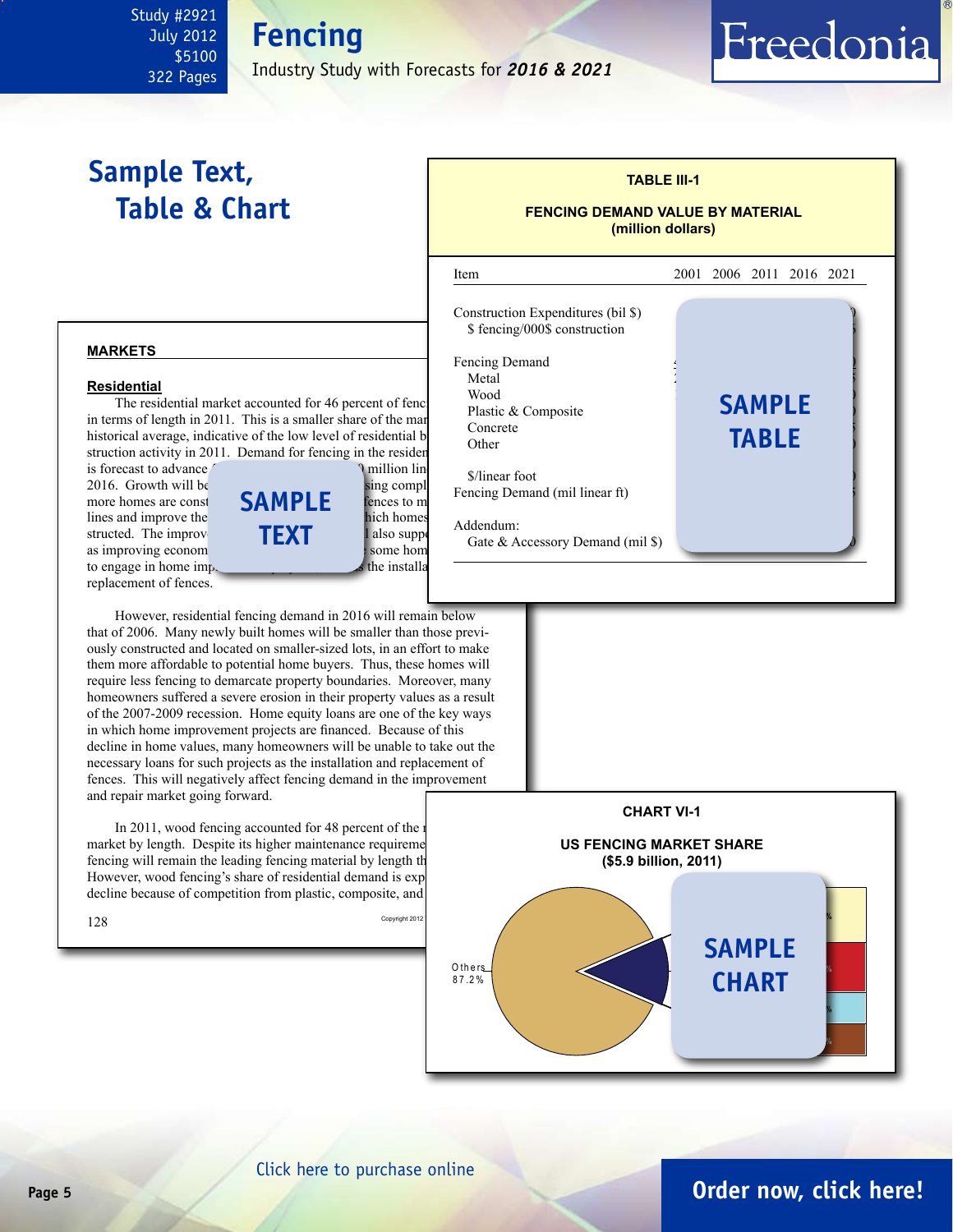Study #2921
July 2012
$5100
322 Pages

# Fencing

Industry Study with Forecasts for ***2016 & 2021***

# Sample Text, Table & Chart

**TABLE III-1**

**FENCING DEMAND VALUE BY MATERIAL (million dollars)**

| Item | 2001 | 2006 | 2011 | 2016 | 2021 |
|---|---|---|---|---|---|
| Construction Expenditures (bil $) | | | | | |
| $ fencing/000$ construction | | | | | |
| Fencing Demand | | | | | |
| Metal | | | | | |
| Wood | | | | | |
| Plastic & Composite | | | | | |
| Concrete | | | | | |
| Other | | | | | |
| $/linear foot | | | | | |
| Fencing Demand (mil linear ft) | | | | | |
| Addendum: | | | | | |
| Gate & Accessory Demand (mil $) | | | | | |

SAMPLE TABLE

**MARKETS**

**Residential**

The residential market accounted for 46 percent of fenc in terms of length in 2011. This is a smaller share of the mar historical average, indicative of the low level of residential b struction activity in 2011. Demand for fencing in the residen is forecast to advance million lin 2016. Growth will be sing compl more homes are const fences to m lines and improve the hich homes structed. The improv also suppo as improving econom some hom to engage in home imp the installa replacement of fences.

SAMPLE TEXT

However, residential fencing demand in 2016 will remain below that of 2006. Many newly built homes will be smaller than those previously constructed and located on smaller-sized lots, in an effort to make them more affordable to potential home buyers. Thus, these homes will require less fencing to demarcate property boundaries. Moreover, many homeowners suffered a severe erosion in their property values as a result of the 2007-2009 recession. Home equity loans are one of the key ways in which home improvement projects are financed. Because of this decline in home values, many homeowners will be unable to take out the necessary loans for such projects as the installation and replacement of fences. This will negatively affect fencing demand in the improvement and repair market going forward.

In 2011, wood fencing accounted for 48 percent of the r market by length. Despite its higher maintenance requireme fencing will remain the leading fencing material by length th However, wood fencing's share of residential demand is exp decline because of competition from plastic, composite, and

128 Copyright 2012

**CHART VI-1**

**US FENCING MARKET SHARE ($5.9 billion, 2011)**

Others 87.2%

SAMPLE CHART

Click here to purchase online

Order now, click here!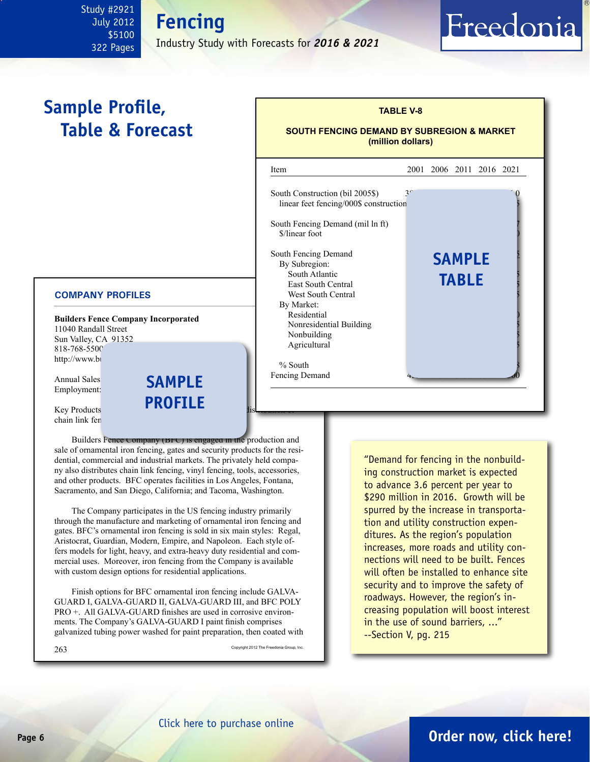Study #2921
July 2012
$5100
322 Pages

# Fencing

Industry Study with Forecasts for ***2016 & 2021***

## Sample Profile, Table & Forecast

**TABLE V-8**

**SOUTH FENCING DEMAND BY SUBREGION & MARKET**
**(million dollars)**

| Item | 2001 | 2006 | 2011 | 2016 | 2021 |
|---|---|---|---|---|---|
| South Construction (bil 2005$) | | | | | |
| linear feet fencing/000$ construction | | | | | |
| South Fencing Demand (mil ln ft) | | | | | |
| $/linear foot | | | | | |
| South Fencing Demand | | | | | |
| By Subregion: | | | | | |
| South Atlantic | | | | | |
| East South Central | | | | | |
| West South Central | | | | | |
| By Market: | | | | | |
| Residential | | | | | |
| Nonresidential Building | | | | | |
| Nonbuilding | | | | | |
| Agricultural | | | | | |
| % South Fencing Demand | | | | | |

**SAMPLE TABLE**

**COMPANY PROFILES**

**Builders Fence Company Incorporated**
11040 Randall Street
Sun Valley, CA 91352
818-768-5500
http://www.bu

Annual Sales:
Employment:

Key Products: ... chain link fen...

**SAMPLE PROFILE**

Builders Fence Company (BFC) is engaged in the production and sale of ornamental iron fencing, gates and security products for the residential, commercial and industrial markets. The privately held company also distributes chain link fencing, vinyl fencing, tools, accessories, and other products. BFC operates facilities in Los Angeles, Fontana, Sacramento, and San Diego, California; and Tacoma, Washington.

The Company participates in the US fencing industry primarily through the manufacture and marketing of ornamental iron fencing and gates. BFC's ornamental iron fencing is sold in six main styles: Regal, Aristocrat, Guardian, Modern, Empire, and Napoleon. Each style offers models for light, heavy, and extra-heavy duty residential and commercial uses. Moreover, iron fencing from the Company is available with custom design options for residential applications.

Finish options for BFC ornamental iron fencing include GALVA-GUARD I, GALVA-GUARD II, GALVA-GUARD III, and BFC POLY PRO +. All GALVA-GUARD finishes are used in corrosive environments. The Company's GALVA-GUARD I paint finish comprises galvanized tubing power washed for paint preparation, then coated with

263 Copyright 2012 The Freedonia Group, Inc.

"Demand for fencing in the nonbuilding construction market is expected to advance 3.6 percent per year to $290 million in 2016. Growth will be spurred by the increase in transportation and utility construction expenditures. As the region's population increases, more roads and utility connections will need to be built. Fences will often be installed to enhance site security and to improve the safety of roadways. However, the region's increasing population will boost interest in the use of sound barriers, ..."
--Section V, pg. 215

Click here to purchase online

**Order now, click here!**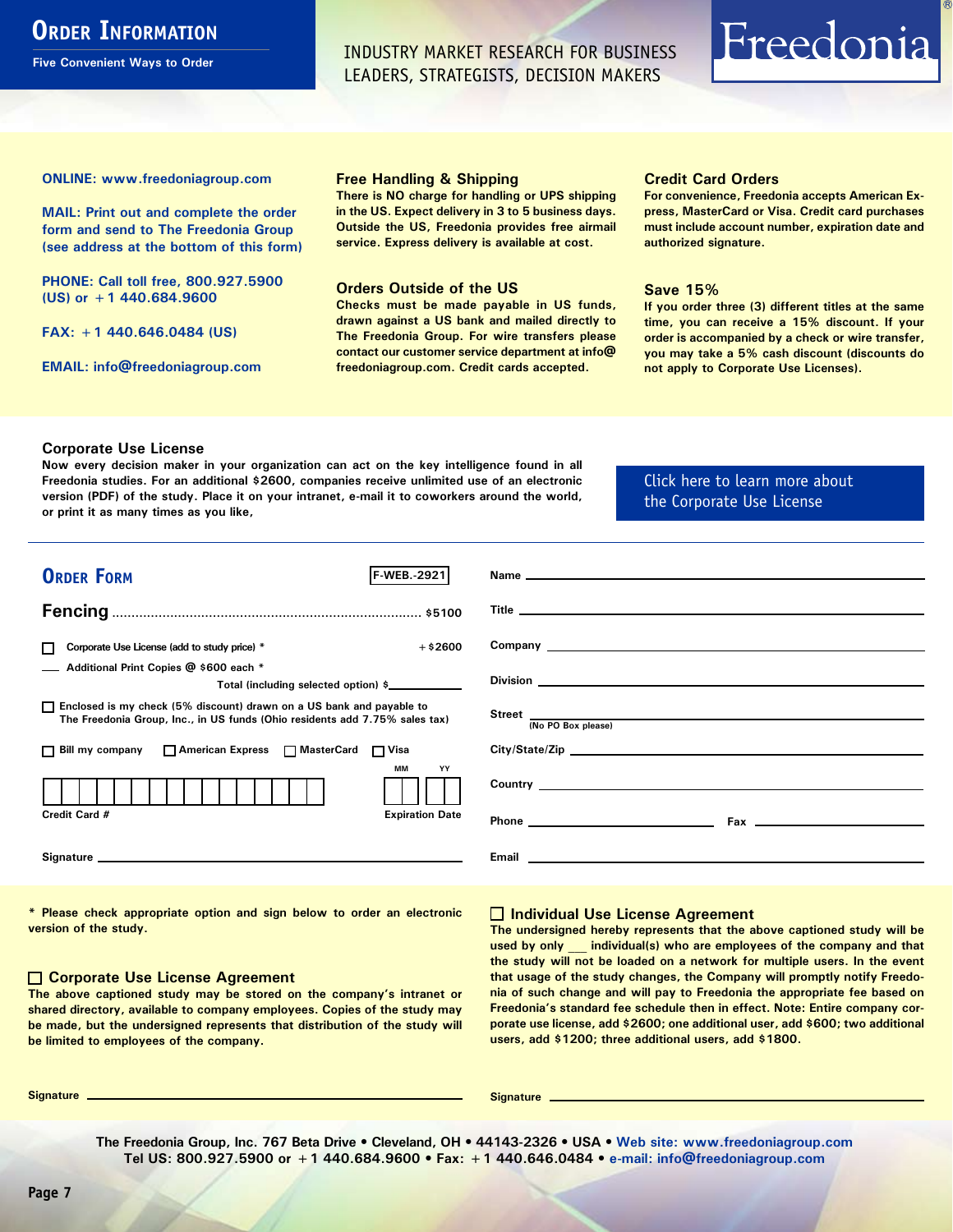# Order Information

**Five Convenient Ways to Order**

INDUSTRY MARKET RESEARCH FOR BUSINESS LEADERS, STRATEGISTS, DECISION MAKERS

Freedonia®

**ONLINE: www.freedoniagroup.com**

**MAIL: Print out and complete the order form and send to The Freedonia Group (see address at the bottom of this form)**

**PHONE: Call toll free, 800.927.5900 (US) or +1 440.684.9600**

**FAX: +1 440.646.0484 (US)**

**EMAIL: info@freedoniagroup.com**

### Free Handling & Shipping

There is NO charge for handling or UPS shipping in the US. Expect delivery in 3 to 5 business days. Outside the US, Freedonia provides free airmail service. Express delivery is available at cost.

### Orders Outside of the US

Checks must be made payable in US funds, drawn against a US bank and mailed directly to The Freedonia Group. For wire transfers please contact our customer service department at info@freedoniagroup.com. Credit cards accepted.

### Credit Card Orders

For convenience, Freedonia accepts American Express, MasterCard or Visa. Credit card purchases must include account number, expiration date and authorized signature.

### Save 15%

If you order three (3) different titles at the same time, you can receive a 15% discount. If your order is accompanied by a check or wire transfer, you may take a 5% cash discount (discounts do not apply to Corporate Use Licenses).

### Corporate Use License

Now every decision maker in your organization can act on the key intelligence found in all Freedonia studies. For an additional $2600, companies receive unlimited use of an electronic version (PDF) of the study. Place it on your intranet, e-mail it to coworkers around the world, or print it as many times as you like,

Click here to learn more about the Corporate Use License

## Order Form

F-WEB.-2921

**Fencing** .......................................................................... $5100

☐ Corporate Use License (add to study price) * +$2600

___ Additional Print Copies @ $600 each *

Total (including selected option) $__________

☐ Enclosed is my check (5% discount) drawn on a US bank and payable to The Freedonia Group, Inc., in US funds (Ohio residents add 7.75% sales tax)

☐ Bill my company ☐ American Express ☐ MasterCard ☐ Visa

Credit Card # ____________________ Expiration Date MM ___ YY ___

Signature ______________________________

Name ______________________________

Title ______________________________

Company ______________________________

Division ______________________________

Street ______________________________ (No PO Box please)

City/State/Zip ______________________________

Country ______________________________

Phone ____________________ Fax ____________________

Email ______________________________

\* Please check appropriate option and sign below to order an electronic version of the study.

### ☐ Corporate Use License Agreement

The above captioned study may be stored on the company's intranet or shared directory, available to company employees. Copies of the study may be made, but the undersigned represents that distribution of the study will be limited to employees of the company.

Signature ______________________________

### ☐ Individual Use License Agreement

The undersigned hereby represents that the above captioned study will be used by only ___ individual(s) who are employees of the company and that the study will not be loaded on a network for multiple users. In the event that usage of the study changes, the Company will promptly notify Freedonia of such change and will pay to Freedonia the appropriate fee based on Freedonia's standard fee schedule then in effect. Note: Entire company corporate use license, add $2600; one additional user, add $600; two additional users, add $1200; three additional users, add $1800.

Signature ______________________________

The Freedonia Group, Inc. 767 Beta Drive • Cleveland, OH • 44143-2326 • USA • Web site: www.freedoniagroup.com
Tel US: 800.927.5900 or +1 440.684.9600 • Fax: +1 440.646.0484 • e-mail: info@freedoniagroup.com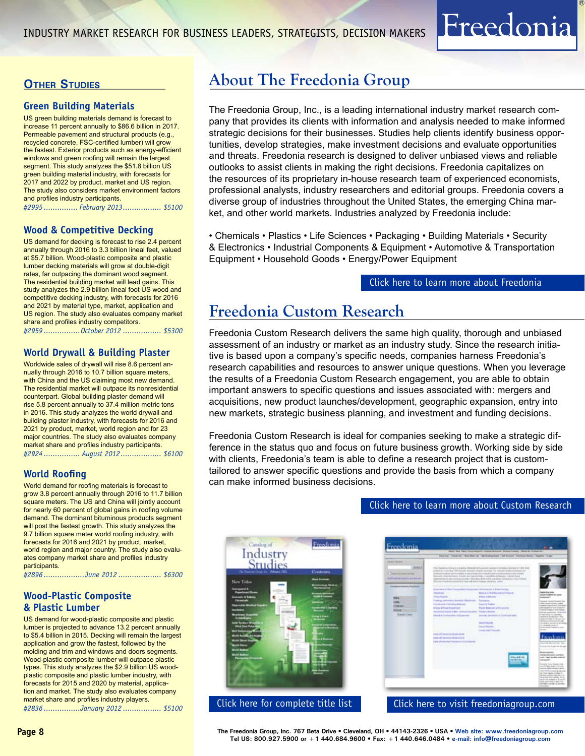INDUSTRY MARKET RESEARCH FOR BUSINESS LEADERS, STRATEGISTS, DECISION MAKERS

## Other Studies

### Green Building Materials

US green building materials demand is forecast to increase 11 percent annually to $86.6 billion in 2017. Permeable pavement and structural products (e.g., recycled concrete, FSC-certified lumber) will grow the fastest. Exterior products such as energy-efficient windows and green roofing will remain the largest segment. This study analyzes the $51.8 billion US green building material industry, with forecasts for 2017 and 2022 by product, market and US region. The study also considers market environment factors and profiles industry participants.

*#2995 ............... February 2013 ................. $5100*

### Wood & Competitive Decking

US demand for decking is forecast to rise 2.4 percent annually through 2016 to 3.3 billion lineal feet, valued at $5.7 billion. Wood-plastic composite and plastic lumber decking materials will grow at double-digit rates, far outpacing the dominant wood segment. The residential building market will lead gains. This study analyzes the 2.9 billion lineal foot US wood and competitive decking industry, with forecasts for 2016 and 2021 by material type, market, application and US region. The study also evaluates company market share and profiles industry competitors.

*#2959 ................ October 2012 ................. $5300*

### World Drywall & Building Plaster

Worldwide sales of drywall will rise 8.6 percent annually through 2016 to 10.7 billion square meters, with China and the US claiming most new demand. The residential market will outpace its nonresidential counterpart. Global building plaster demand will rise 5.8 percent annually to 37.4 million metric tons in 2016. This study analyzes the world drywall and building plaster industry, with forecasts for 2016 and 2021 by product, market, world region and for 23 major countries. The study also evaluates company market share and profiles industry participants.

*#2924 ................ August 2012 .................. $6100*

### World Roofing

World demand for roofing materials is forecast to grow 3.8 percent annually through 2016 to 11.7 billion square meters. The US and China will jointly account for nearly 60 percent of global gains in roofing volume demand. The dominant bituminous products segment will post the fastest growth. This study analyzes the 9.7 billion square meter world roofing industry, with forecasts for 2016 and 2021 by product, market, world region and major country. The study also evaluates company market share and profiles industry participants.

*#2896 ..................June 2012 ................... $6300*

### Wood-Plastic Composite & Plastic Lumber

US demand for wood-plastic composite and plastic lumber is projected to advance 13.2 percent annually to $5.4 billion in 2015. Decking will remain the largest application and grow the fastest, followed by the molding and trim and windows and doors segments. Wood-plastic composite lumber will outpace plastic types. This study analyzes the $2.9 billion US wood-plastic composite and plastic lumber industry, with forecasts for 2015 and 2020 by material, application and market. The study also evaluates company market share and profiles industry players.

*#2836 ................January 2012 ................. $5100*

## About The Freedonia Group

The Freedonia Group, Inc., is a leading international industry market research company that provides its clients with information and analysis needed to make informed strategic decisions for their businesses. Studies help clients identify business opportunities, develop strategies, make investment decisions and evaluate opportunities and threats. Freedonia research is designed to deliver unbiased views and reliable outlooks to assist clients in making the right decisions. Freedonia capitalizes on the resources of its proprietary in-house research team of experienced economists, professional analysts, industry researchers and editorial groups. Freedonia covers a diverse group of industries throughout the United States, the emerging China market, and other world markets. Industries analyzed by Freedonia include:

• Chemicals • Plastics • Life Sciences • Packaging • Building Materials • Security & Electronics • Industrial Components & Equipment • Automotive & Transportation Equipment • Household Goods • Energy/Power Equipment

Click here to learn more about Freedonia

## Freedonia Custom Research

Freedonia Custom Research delivers the same high quality, thorough and unbiased assessment of an industry or market as an industry study. Since the research initiative is based upon a company's specific needs, companies harness Freedonia's research capabilities and resources to answer unique questions. When you leverage the results of a Freedonia Custom Research engagement, you are able to obtain important answers to specific questions and issues associated with: mergers and acquisitions, new product launches/development, geographic expansion, entry into new markets, strategic business planning, and investment and funding decisions.

Freedonia Custom Research is ideal for companies seeking to make a strategic difference in the status quo and focus on future business growth. Working side by side with clients, Freedonia's team is able to define a research project that is custom-tailored to answer specific questions and provide the basis from which a company can make informed business decisions.

Click here to learn more about Custom Research

Click here for complete title list

Click here to visit freedoniagroup.com

**The Freedonia Group, Inc. 767 Beta Drive • Cleveland, OH • 44143-2326 • USA • Web site: www.freedoniagroup.com**
**Tel US: 800.927.5900 or +1 440.684.9600 • Fax: +1 440.646.0484 • e-mail: info@freedoniagroup.com**